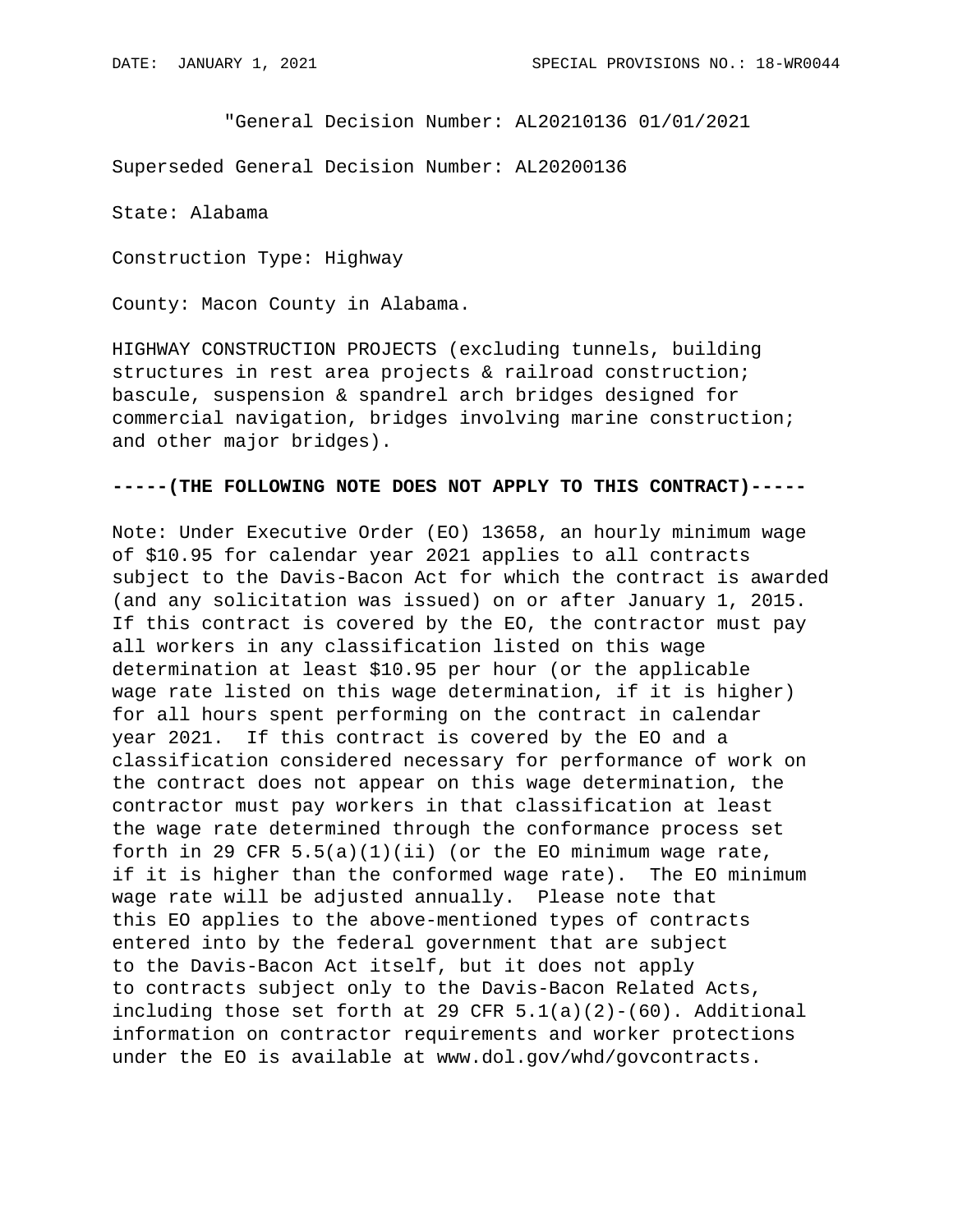DATE: JANUARY 1, 2021 SPECIAL PROVISIONS NO.: 18-WR0044

"General Decision Number: AL20210136 01/01/2021

Superseded General Decision Number: AL20200136

State: Alabama

Construction Type: Highway

County: Macon County in Alabama.

HIGHWAY CONSTRUCTION PROJECTS (excluding tunnels, building structures in rest area projects & railroad construction; bascule, suspension & spandrel arch bridges designed for commercial navigation, bridges involving marine construction; and other major bridges).

**-----(THE FOLLOWING NOTE DOES NOT APPLY TO THIS CONTRACT)-----**

Note: Under Executive Order (EO) 13658, an hourly minimum wage of $10.95 for calendar year 2021 applies to all contracts subject to the Davis-Bacon Act for which the contract is awarded (and any solicitation was issued) on or after January 1, 2015. If this contract is covered by the EO, the contractor must pay all workers in any classification listed on this wage determination at least $10.95 per hour (or the applicable wage rate listed on this wage determination, if it is higher) for all hours spent performing on the contract in calendar year 2021. If this contract is covered by the EO and a classification considered necessary for performance of work on the contract does not appear on this wage determination, the contractor must pay workers in that classification at least the wage rate determined through the conformance process set forth in 29 CFR 5.5(a)(1)(ii) (or the EO minimum wage rate, if it is higher than the conformed wage rate). The EO minimum wage rate will be adjusted annually. Please note that this EO applies to the above-mentioned types of contracts entered into by the federal government that are subject to the Davis-Bacon Act itself, but it does not apply to contracts subject only to the Davis-Bacon Related Acts, including those set forth at 29 CFR 5.1(a)(2)-(60). Additional information on contractor requirements and worker protections under the EO is available at www.dol.gov/whd/govcontracts.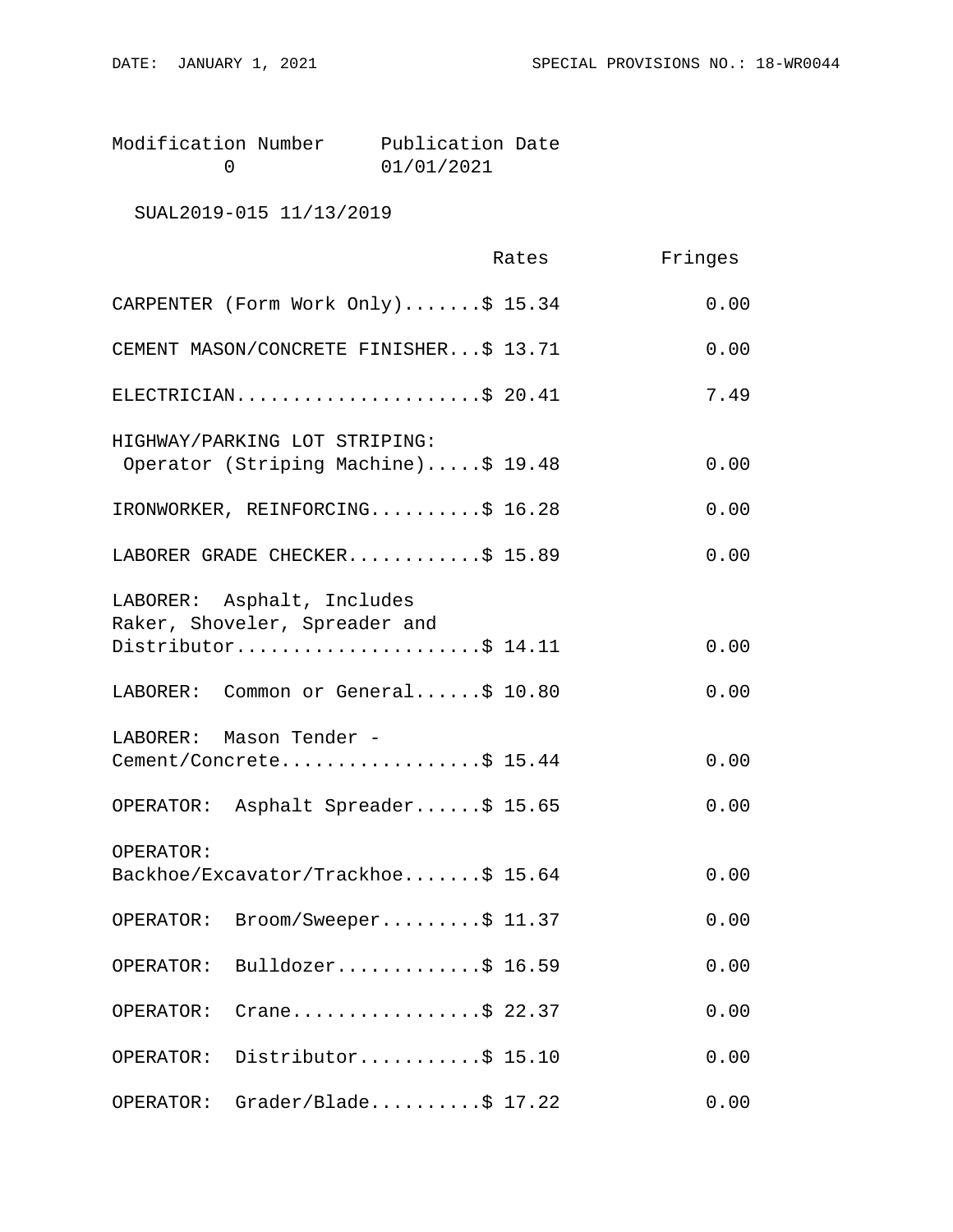| Modification Number | Publication Date |
| --- | --- |
| 0 | 01/01/2021 |

SUAL2019-015 11/13/2019

| | Rates | Fringes |
| --- | --- | --- |
| CARPENTER (Form Work Only) | $ 15.34 | 0.00 |
| CEMENT MASON/CONCRETE FINISHER | $ 13.71 | 0.00 |
| ELECTRICIAN | $ 20.41 | 7.49 |
| HIGHWAY/PARKING LOT STRIPING: Operator (Striping Machine) | $ 19.48 | 0.00 |
| IRONWORKER, REINFORCING | $ 16.28 | 0.00 |
| LABORER GRADE CHECKER | $ 15.89 | 0.00 |
| LABORER: Asphalt, Includes Raker, Shoveler, Spreader and Distributor | $ 14.11 | 0.00 |
| LABORER: Common or General | $ 10.80 | 0.00 |
| LABORER: Mason Tender - Cement/Concrete | $ 15.44 | 0.00 |
| OPERATOR: Asphalt Spreader | $ 15.65 | 0.00 |
| OPERATOR: Backhoe/Excavator/Trackhoe | $ 15.64 | 0.00 |
| OPERATOR: Broom/Sweeper | $ 11.37 | 0.00 |
| OPERATOR: Bulldozer | $ 16.59 | 0.00 |
| OPERATOR: Crane | $ 22.37 | 0.00 |
| OPERATOR: Distributor | $ 15.10 | 0.00 |
| OPERATOR: Grader/Blade | $ 17.22 | 0.00 |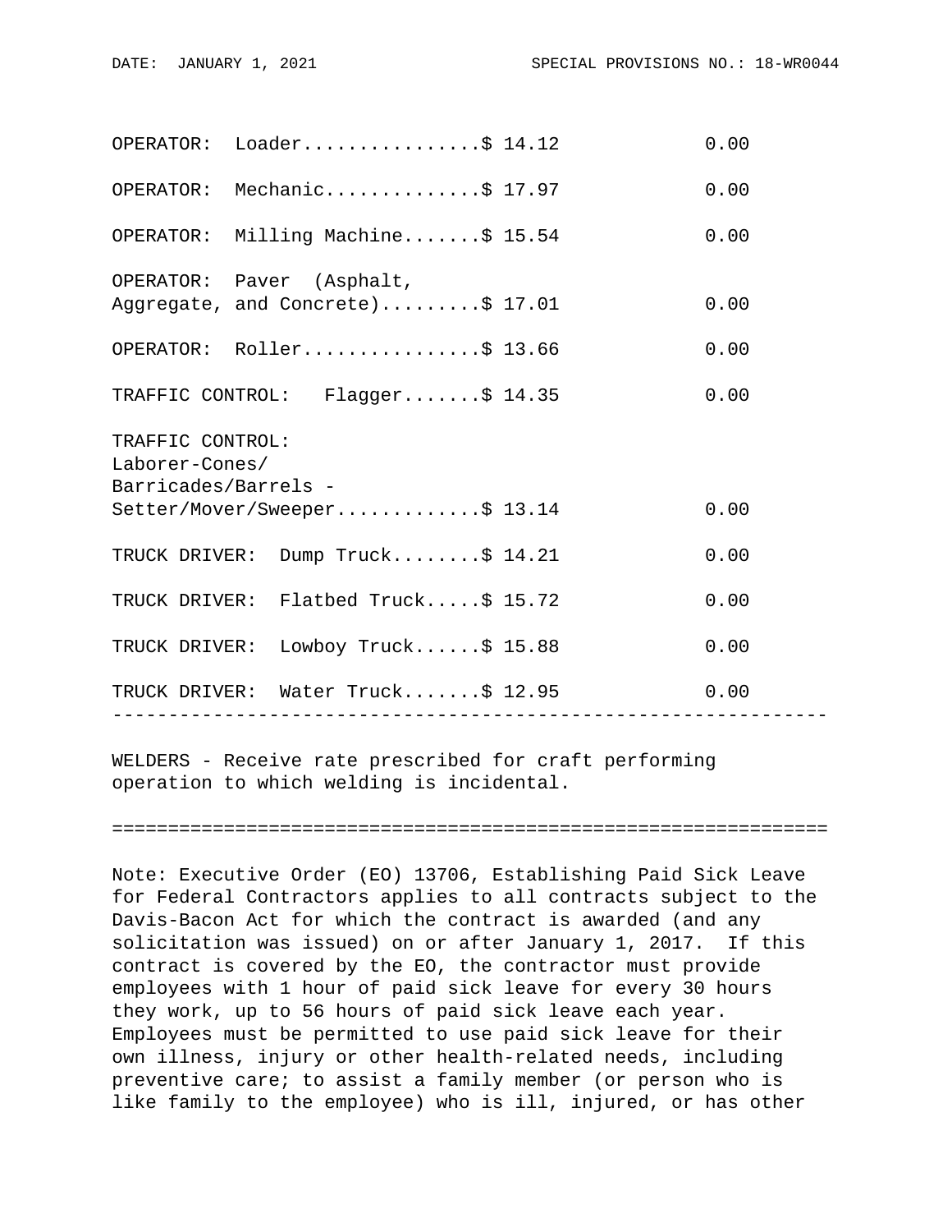| Classification | Rates | Fringes |
|---|---|---|
| OPERATOR: Loader | $ 14.12 | 0.00 |
| OPERATOR: Mechanic | $ 17.97 | 0.00 |
| OPERATOR: Milling Machine | $ 15.54 | 0.00 |
| OPERATOR: Paver (Asphalt, Aggregate, and Concrete) | $ 17.01 | 0.00 |
| OPERATOR: Roller | $ 13.66 | 0.00 |
| TRAFFIC CONTROL: Flagger | $ 14.35 | 0.00 |
| TRAFFIC CONTROL: Laborer-Cones/ Barricades/Barrels - Setter/Mover/Sweeper | $ 13.14 | 0.00 |
| TRUCK DRIVER: Dump Truck | $ 14.21 | 0.00 |
| TRUCK DRIVER: Flatbed Truck | $ 15.72 | 0.00 |
| TRUCK DRIVER: Lowboy Truck | $ 15.88 | 0.00 |
| TRUCK DRIVER: Water Truck | $ 12.95 | 0.00 |

---

WELDERS - Receive rate prescribed for craft performing operation to which welding is incidental.

---

Note: Executive Order (EO) 13706, Establishing Paid Sick Leave for Federal Contractors applies to all contracts subject to the Davis-Bacon Act for which the contract is awarded (and any solicitation was issued) on or after January 1, 2017. If this contract is covered by the EO, the contractor must provide employees with 1 hour of paid sick leave for every 30 hours they work, up to 56 hours of paid sick leave each year. Employees must be permitted to use paid sick leave for their own illness, injury or other health-related needs, including preventive care; to assist a family member (or person who is like family to the employee) who is ill, injured, or has other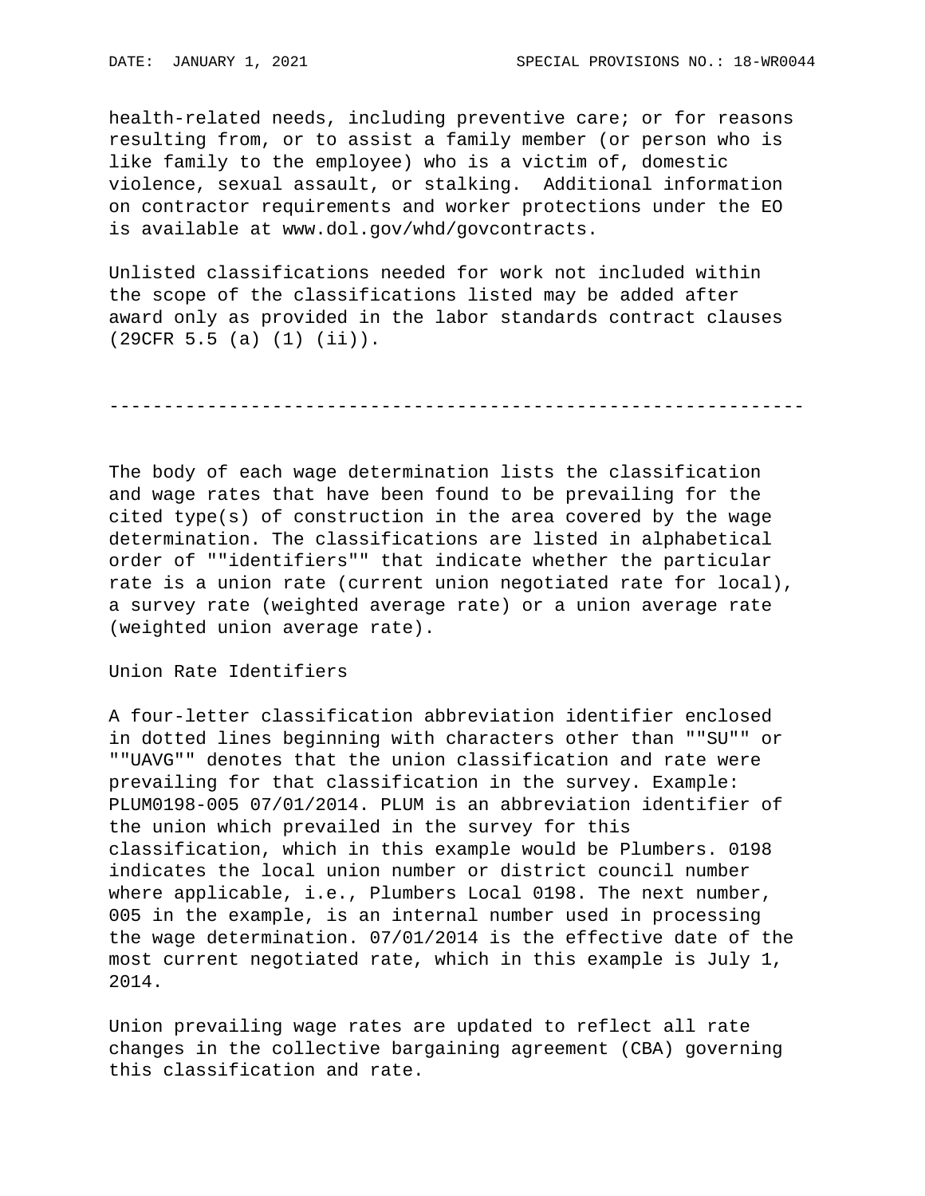health-related needs, including preventive care; or for reasons resulting from, or to assist a family member (or person who is like family to the employee) who is a victim of, domestic violence, sexual assault, or stalking. Additional information on contractor requirements and worker protections under the EO is available at www.dol.gov/whd/govcontracts.

Unlisted classifications needed for work not included within the scope of the classifications listed may be added after award only as provided in the labor standards contract clauses (29CFR 5.5 (a) (1) (ii)).

----------------------------------------------------------------

The body of each wage determination lists the classification and wage rates that have been found to be prevailing for the cited type(s) of construction in the area covered by the wage determination. The classifications are listed in alphabetical order of ""identifiers"" that indicate whether the particular rate is a union rate (current union negotiated rate for local), a survey rate (weighted average rate) or a union average rate (weighted union average rate).

Union Rate Identifiers

A four-letter classification abbreviation identifier enclosed in dotted lines beginning with characters other than ""SU"" or ""UAVG"" denotes that the union classification and rate were prevailing for that classification in the survey. Example: PLUM0198-005 07/01/2014. PLUM is an abbreviation identifier of the union which prevailed in the survey for this classification, which in this example would be Plumbers. 0198 indicates the local union number or district council number where applicable, i.e., Plumbers Local 0198. The next number, 005 in the example, is an internal number used in processing the wage determination. 07/01/2014 is the effective date of the most current negotiated rate, which in this example is July 1, 2014.

Union prevailing wage rates are updated to reflect all rate changes in the collective bargaining agreement (CBA) governing this classification and rate.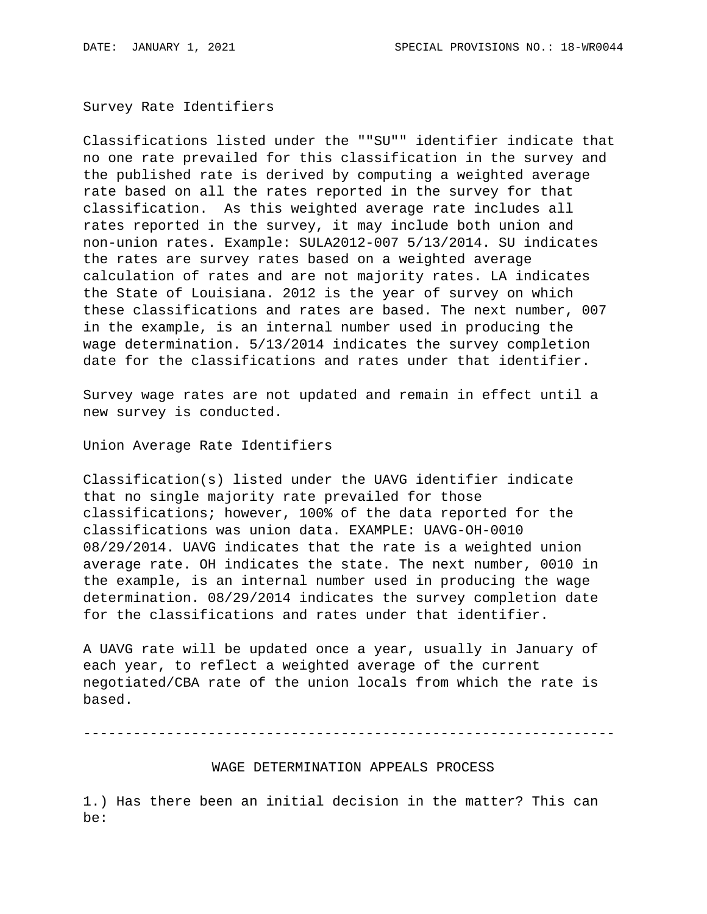Survey Rate Identifiers

Classifications listed under the ""SU"" identifier indicate that no one rate prevailed for this classification in the survey and the published rate is derived by computing a weighted average rate based on all the rates reported in the survey for that classification. As this weighted average rate includes all rates reported in the survey, it may include both union and non-union rates. Example: SULA2012-007 5/13/2014. SU indicates the rates are survey rates based on a weighted average calculation of rates and are not majority rates. LA indicates the State of Louisiana. 2012 is the year of survey on which these classifications and rates are based. The next number, 007 in the example, is an internal number used in producing the wage determination. 5/13/2014 indicates the survey completion date for the classifications and rates under that identifier.

Survey wage rates are not updated and remain in effect until a new survey is conducted.

Union Average Rate Identifiers

Classification(s) listed under the UAVG identifier indicate that no single majority rate prevailed for those classifications; however, 100% of the data reported for the classifications was union data. EXAMPLE: UAVG-OH-0010 08/29/2014. UAVG indicates that the rate is a weighted union average rate. OH indicates the state. The next number, 0010 in the example, is an internal number used in producing the wage determination. 08/29/2014 indicates the survey completion date for the classifications and rates under that identifier.

A UAVG rate will be updated once a year, usually in January of each year, to reflect a weighted average of the current negotiated/CBA rate of the union locals from which the rate is based.

----------------------------------------------------------------

## WAGE DETERMINATION APPEALS PROCESS

1.) Has there been an initial decision in the matter? This can be: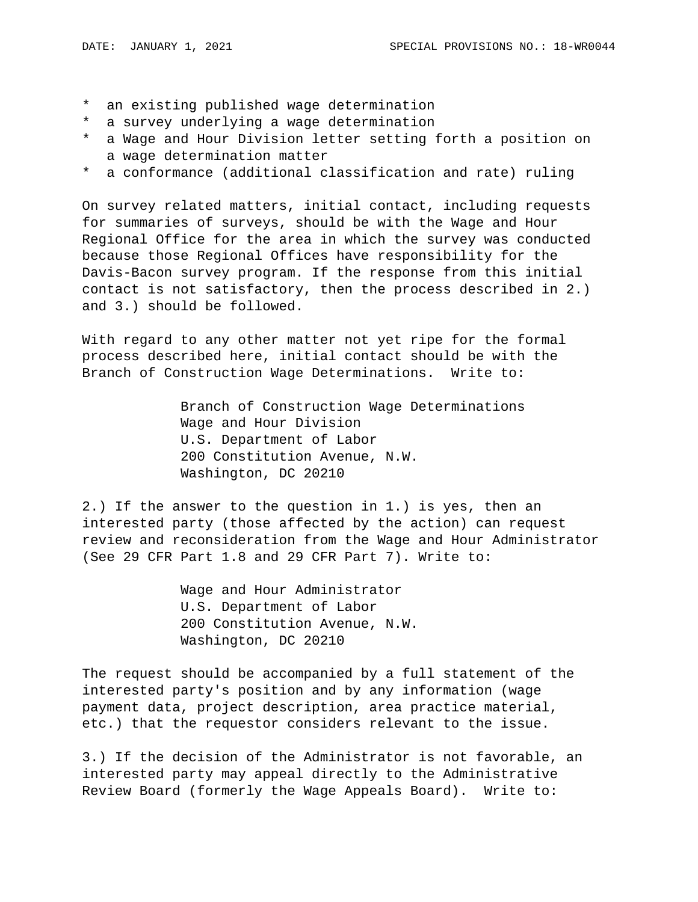* an existing published wage determination
* a survey underlying a wage determination
* a Wage and Hour Division letter setting forth a position on a wage determination matter
* a conformance (additional classification and rate) ruling

On survey related matters, initial contact, including requests for summaries of surveys, should be with the Wage and Hour Regional Office for the area in which the survey was conducted because those Regional Offices have responsibility for the Davis-Bacon survey program. If the response from this initial contact is not satisfactory, then the process described in 2.) and 3.) should be followed.

With regard to any other matter not yet ripe for the formal process described here, initial contact should be with the Branch of Construction Wage Determinations. Write to:

Branch of Construction Wage Determinations
Wage and Hour Division
U.S. Department of Labor
200 Constitution Avenue, N.W.
Washington, DC 20210

2.) If the answer to the question in 1.) is yes, then an interested party (those affected by the action) can request review and reconsideration from the Wage and Hour Administrator (See 29 CFR Part 1.8 and 29 CFR Part 7). Write to:

Wage and Hour Administrator
U.S. Department of Labor
200 Constitution Avenue, N.W.
Washington, DC 20210

The request should be accompanied by a full statement of the interested party's position and by any information (wage payment data, project description, area practice material, etc.) that the requestor considers relevant to the issue.

3.) If the decision of the Administrator is not favorable, an interested party may appeal directly to the Administrative Review Board (formerly the Wage Appeals Board). Write to: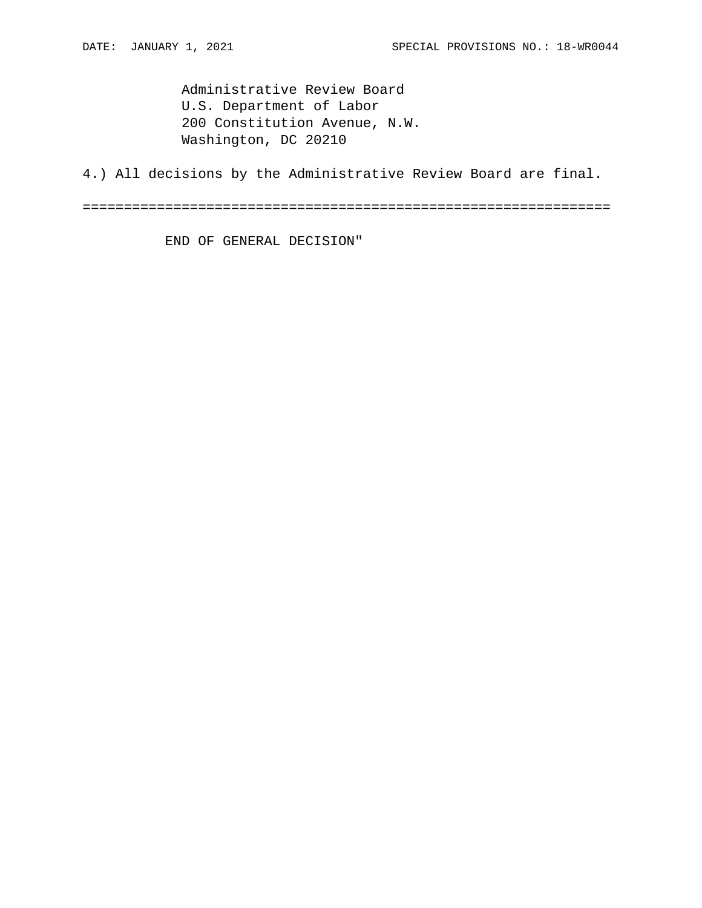Administrative Review Board
U.S. Department of Labor
200 Constitution Avenue, N.W.
Washington, DC 20210

4.) All decisions by the Administrative Review Board are final.

================================================================

END OF GENERAL DECISION"